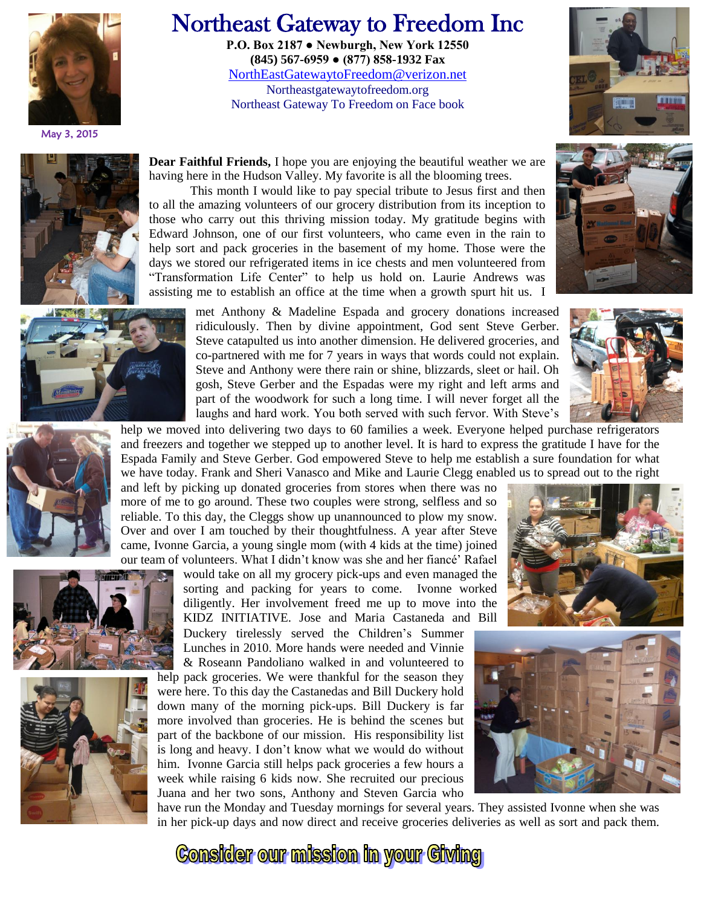May 3, 2015

# Northeast Gateway to Freedom Inc

**P.O. Box 2187 ● Newburgh, New York 12550**
**(845) 567-6959 ● (877) 858-1932 Fax**
NorthEastGatewaytoFreedom@verizon.net
Northeastgatewaytofreedom.org
Northeast Gateway To Freedom on Face book

**Dear Faithful Friends,** I hope you are enjoying the beautiful weather we are having here in the Hudson Valley. My favorite is all the blooming trees.

This month I would like to pay special tribute to Jesus first and then to all the amazing volunteers of our grocery distribution from its inception to those who carry out this thriving mission today. My gratitude begins with Edward Johnson, one of our first volunteers, who came even in the rain to help sort and pack groceries in the basement of my home. Those were the days we stored our refrigerated items in ice chests and men volunteered from "Transformation Life Center" to help us hold on. Laurie Andrews was assisting me to establish an office at the time when a growth spurt hit us. I met Anthony & Madeline Espada and grocery donations increased ridiculously. Then by divine appointment, God sent Steve Gerber. Steve catapulted us into another dimension. He delivered groceries, and co-partnered with me for 7 years in ways that words could not explain. Steve and Anthony were there rain or shine, blizzards, sleet or hail. Oh gosh, Steve Gerber and the Espadas were my right and left arms and part of the woodwork for such a long time. I will never forget all the laughs and hard work. You both served with such fervor. With Steve's help we moved into delivering two days to 60 families a week. Everyone helped purchase refrigerators and freezers and together we stepped up to another level. It is hard to express the gratitude I have for the Espada Family and Steve Gerber. God empowered Steve to help me establish a sure foundation for what we have today. Frank and Sheri Vanasco and Mike and Laurie Clegg enabled us to spread out to the right and left by picking up donated groceries from stores when there was no more of me to go around. These two couples were strong, selfless and so reliable. To this day, the Cleggs show up unannounced to plow my snow. Over and over I am touched by their thoughtfulness. A year after Steve came, Ivonne Garcia, a young single mom (with 4 kids at the time) joined our team of volunteers. What I didn't know was she and her fiancé' Rafael would take on all my grocery pick-ups and even managed the sorting and packing for years to come. Ivonne worked diligently. Her involvement freed me up to move into the KIDZ INITIATIVE. Jose and Maria Castaneda and Bill Duckery tirelessly served the Children's Summer Lunches in 2010. More hands were needed and Vinnie & Roseann Pandoliano walked in and volunteered to help pack groceries. We were thankful for the season they were here. To this day the Castanedas and Bill Duckery hold down many of the morning pick-ups. Bill Duckery is far more involved than groceries. He is behind the scenes but part of the backbone of our mission. His responsibility list is long and heavy. I don't know what we would do without him. Ivonne Garcia still helps pack groceries a few hours a week while raising 6 kids now. She recruited our precious Juana and her two sons, Anthony and Steven Garcia who have run the Monday and Tuesday mornings for several years. They assisted Ivonne when she was in her pick-up days and now direct and receive groceries deliveries as well as sort and pack them.

**Consider our mission in your Giving**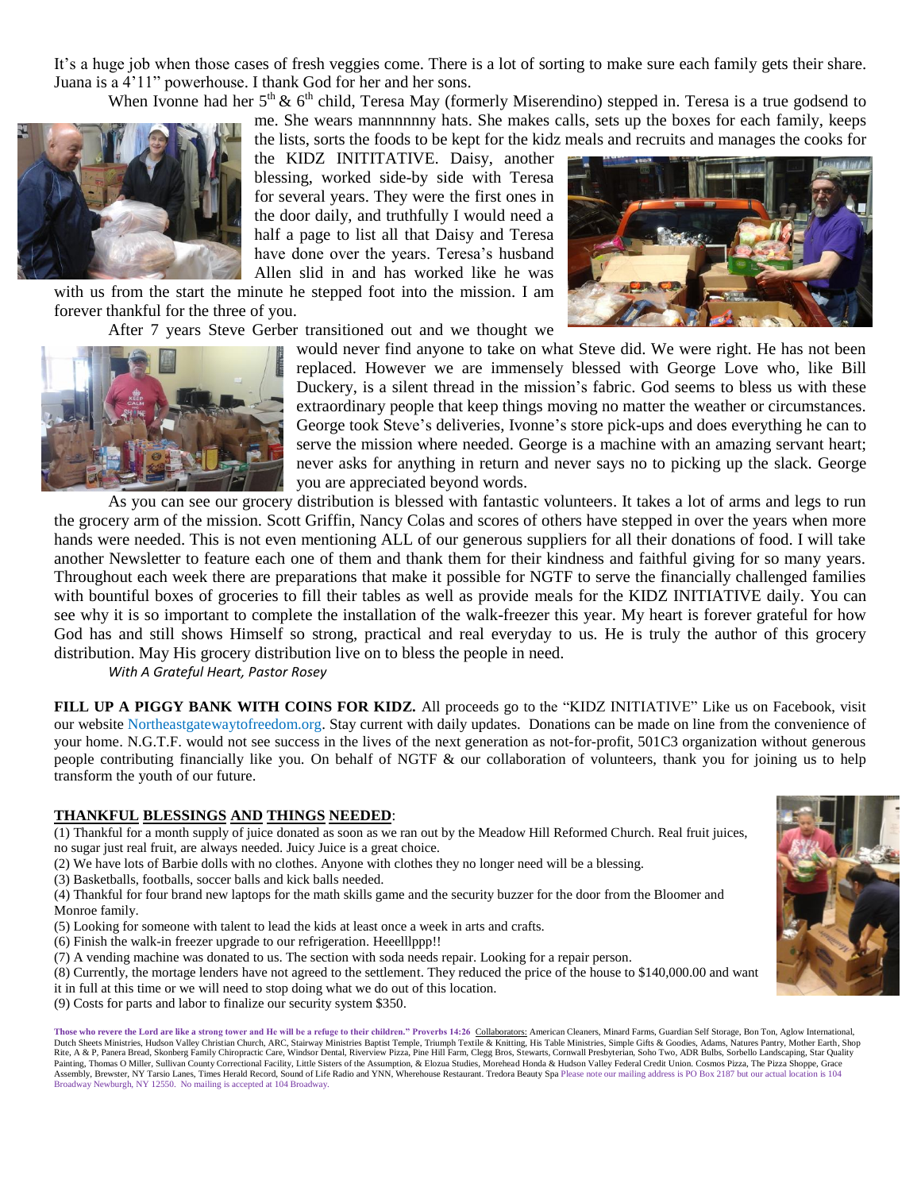It's a huge job when those cases of fresh veggies come. There is a lot of sorting to make sure each family gets their share. Juana is a 4'11" powerhouse. I thank God for her and her sons.

When Ivonne had her 5th & 6th child, Teresa May (formerly Miserendino) stepped in. Teresa is a true godsend to me. She wears mannnnnny hats. She makes calls, sets up the boxes for each family, keeps the lists, sorts the foods to be kept for the kidz meals and recruits and manages the cooks for the KIDZ INITITATIVE. Daisy, another blessing, worked side-by side with Teresa for several years. They were the first ones in the door daily, and truthfully I would need a half a page to list all that Daisy and Teresa have done over the years. Teresa's husband Allen slid in and has worked like he was with us from the start the minute he stepped foot into the mission. I am forever thankful for the three of you.

After 7 years Steve Gerber transitioned out and we thought we would never find anyone to take on what Steve did. We were right. He has not been replaced. However we are immensely blessed with George Love who, like Bill Duckery, is a silent thread in the mission's fabric. God seems to bless us with these extraordinary people that keep things moving no matter the weather or circumstances. George took Steve's deliveries, Ivonne's store pick-ups and does everything he can to serve the mission where needed. George is a machine with an amazing servant heart; never asks for anything in return and never says no to picking up the slack. George you are appreciated beyond words.

As you can see our grocery distribution is blessed with fantastic volunteers. It takes a lot of arms and legs to run the grocery arm of the mission. Scott Griffin, Nancy Colas and scores of others have stepped in over the years when more hands were needed. This is not even mentioning ALL of our generous suppliers for all their donations of food. I will take another Newsletter to feature each one of them and thank them for their kindness and faithful giving for so many years. Throughout each week there are preparations that make it possible for NGTF to serve the financially challenged families with bountiful boxes of groceries to fill their tables as well as provide meals for the KIDZ INITIATIVE daily. You can see why it is so important to complete the installation of the walk-freezer this year. My heart is forever grateful for how God has and still shows Himself so strong, practical and real everyday to us. He is truly the author of this grocery distribution. May His grocery distribution live on to bless the people in need.

*With A Grateful Heart, Pastor Rosey*

**FILL UP A PIGGY BANK WITH COINS FOR KIDZ.** All proceeds go to the "KIDZ INITIATIVE" Like us on Facebook, visit our website Northeastgatewaytofreedom.org. Stay current with daily updates. Donations can be made on line from the convenience of your home. N.G.T.F. would not see success in the lives of the next generation as not-for-profit, 501C3 organization without generous people contributing financially like you. On behalf of NGTF & our collaboration of volunteers, thank you for joining us to help transform the youth of our future.

**THANKFUL BLESSINGS AND THINGS NEEDED**:

(1) Thankful for a month supply of juice donated as soon as we ran out by the Meadow Hill Reformed Church. Real fruit juices, no sugar just real fruit, are always needed. Juicy Juice is a great choice.
(2) We have lots of Barbie dolls with no clothes. Anyone with clothes they no longer need will be a blessing.
(3) Basketballs, footballs, soccer balls and kick balls needed.
(4) Thankful for four brand new laptops for the math skills game and the security buzzer for the door from the Bloomer and Monroe family.
(5) Looking for someone with talent to lead the kids at least once a week in arts and crafts.
(6) Finish the walk-in freezer upgrade to our refrigeration. Heeelllppp!!
(7) A vending machine was donated to us. The section with soda needs repair. Looking for a repair person.
(8) Currently, the mortage lenders have not agreed to the settlement. They reduced the price of the house to $140,000.00 and want it in full at this time or we will need to stop doing what we do out of this location.
(9) Costs for parts and labor to finalize our security system $350.

**Those who revere the Lord are like a strong tower and He will be a refuge to their children." Proverbs 14:26** Collaborators: American Cleaners, Minard Farms, Guardian Self Storage, Bon Ton, Aglow International, Dutch Sheets Ministries, Hudson Valley Christian Church, ARC, Stairway Ministries Baptist Temple, Triumph Textile & Knitting, His Table Ministries, Simple Gifts & Goodies, Adams, Natures Pantry, Mother Earth, Shop Rite, A & P, Panera Bread, Skonberg Family Chiropractic Care, Windsor Dental, Riverview Pizza, Pine Hill Farm, Clegg Bros, Stewarts, Cornwall Presbyterian, Soho Two, ADR Bulbs, Sorbello Landscaping, Star Quality Painting, Thomas O Miller, Sullivan County Correctional Facility, Little Sisters of the Assumption, & Elozua Studies, Morehead Honda & Hudson Valley Federal Credit Union. Cosmos Pizza, The Pizza Shoppe, Grace Assembly, Brewster, NY Tarsio Lanes, Times Herald Record, Sound of Life Radio and YNN, Wherehouse Restaurant. Tredora Beauty Spa Please note our mailing address is PO Box 2187 but our actual location is 104 Broadway Newburgh, NY 12550. No mailing is accepted at 104 Broadway.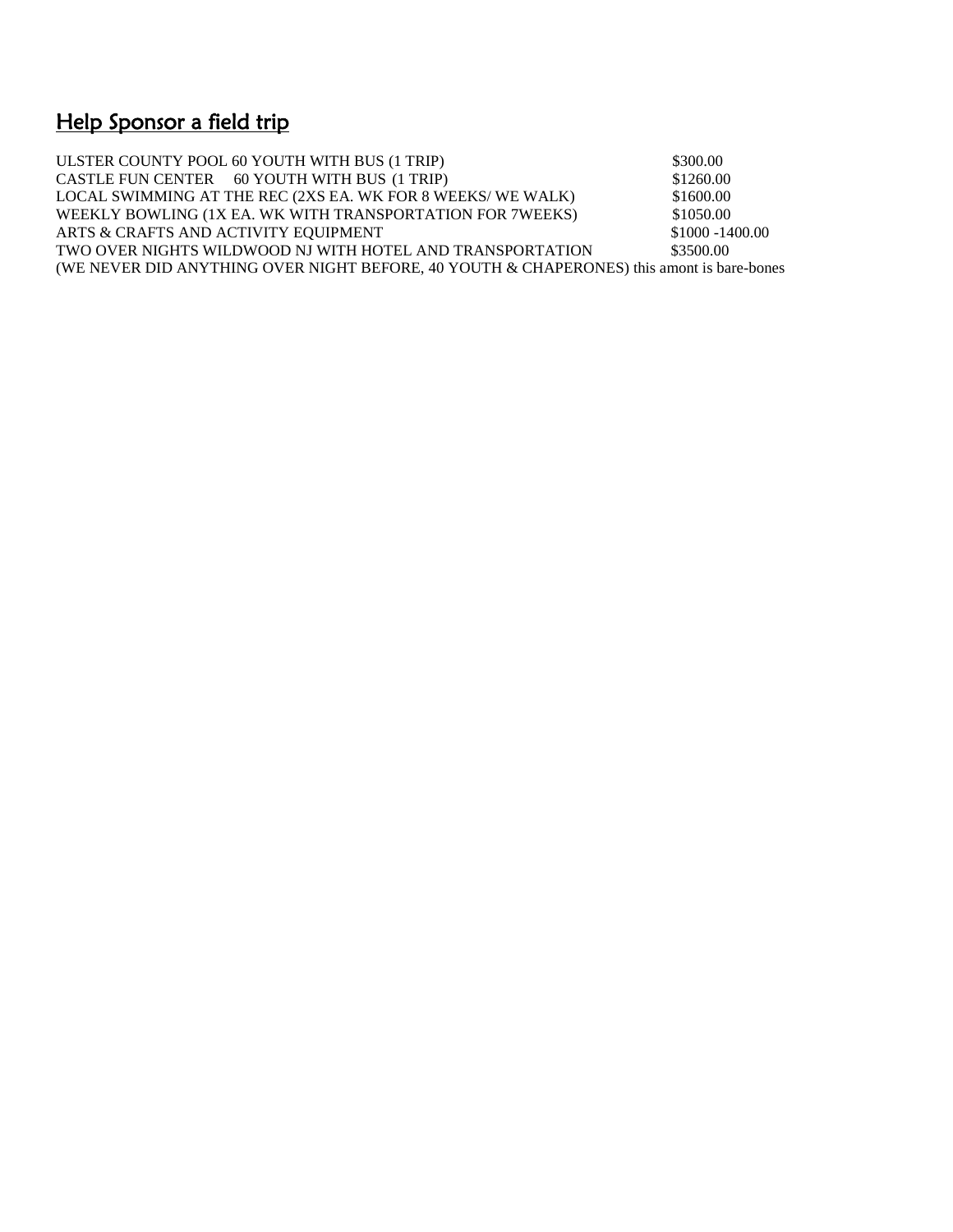## Help Sponsor a field trip

| | |
|---|---|
| ULSTER COUNTY POOL 60 YOUTH WITH BUS (1 TRIP) | $300.00 |
| CASTLE FUN CENTER 60 YOUTH WITH BUS (1 TRIP) | $1260.00 |
| LOCAL SWIMMING AT THE REC (2XS EA. WK FOR 8 WEEKS/ WE WALK) | $1600.00 |
| WEEKLY BOWLING (1X EA. WK WITH TRANSPORTATION FOR 7WEEKS) | $1050.00 |
| ARTS & CRAFTS AND ACTIVITY EQUIPMENT | $1000 -1400.00 |
| TWO OVER NIGHTS WILDWOOD NJ WITH HOTEL AND TRANSPORTATION | $3500.00 |

(WE NEVER DID ANYTHING OVER NIGHT BEFORE, 40 YOUTH & CHAPERONES) this amont is bare-bones